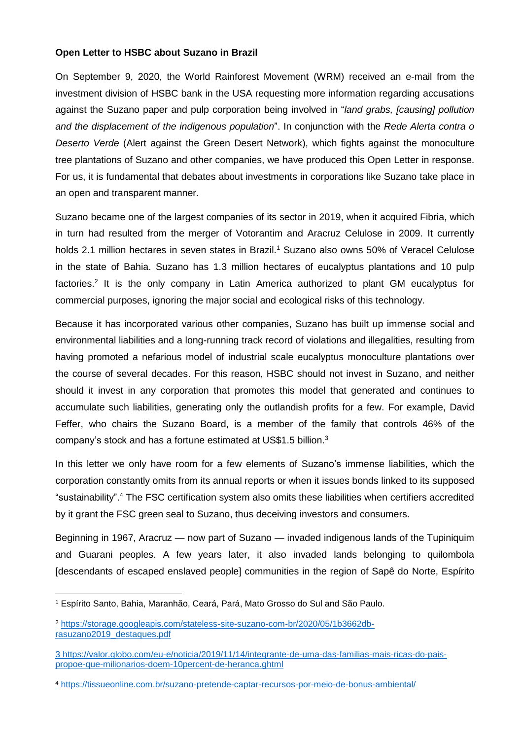**Open Letter to HSBC about Suzano in Brazil**

On September 9, 2020, the World Rainforest Movement (WRM) received an e-mail from the investment division of HSBC bank in the USA requesting more information regarding accusations against the Suzano paper and pulp corporation being involved in "*land grabs, [causing] pollution and the displacement of the indigenous population*". In conjunction with the *Rede Alerta contra o Deserto Verde* (Alert against the Green Desert Network), which fights against the monoculture tree plantations of Suzano and other companies, we have produced this Open Letter in response. For us, it is fundamental that debates about investments in corporations like Suzano take place in an open and transparent manner.

Suzano became one of the largest companies of its sector in 2019, when it acquired Fibria, which in turn had resulted from the merger of Votorantim and Aracruz Celulose in 2009. It currently holds 2.1 million hectares in seven states in Brazil.[1] Suzano also owns 50% of Veracel Celulose in the state of Bahia. Suzano has 1.3 million hectares of eucalyptus plantations and 10 pulp factories.[2] It is the only company in Latin America authorized to plant GM eucalyptus for commercial purposes, ignoring the major social and ecological risks of this technology.

Because it has incorporated various other companies, Suzano has built up immense social and environmental liabilities and a long-running track record of violations and illegalities, resulting from having promoted a nefarious model of industrial scale eucalyptus monoculture plantations over the course of several decades. For this reason, HSBC should not invest in Suzano, and neither should it invest in any corporation that promotes this model that generated and continues to accumulate such liabilities, generating only the outlandish profits for a few. For example, David Feffer, who chairs the Suzano Board, is a member of the family that controls 46% of the company's stock and has a fortune estimated at US$1.5 billion.[3]

In this letter we only have room for a few elements of Suzano's immense liabilities, which the corporation constantly omits from its annual reports or when it issues bonds linked to its supposed "sustainability".[4] The FSC certification system also omits these liabilities when certifiers accredited by it grant the FSC green seal to Suzano, thus deceiving investors and consumers.

Beginning in 1967, Aracruz — now part of Suzano — invaded indigenous lands of the Tupiniquim and Guarani peoples. A few years later, it also invaded lands belonging to quilombola [descendants of escaped enslaved people] communities in the region of Sapê do Norte, Espírito

---

[1] Espírito Santo, Bahia, Maranhão, Ceará, Pará, Mato Grosso do Sul and São Paulo.

[2] https://storage.googleapis.com/stateless-site-suzano-com-br/2020/05/1b3662db-rasuzano2019_destaques.pdf

[3] https://valor.globo.com/eu-e/noticia/2019/11/14/integrante-de-uma-das-familias-mais-ricas-do-pais-propoe-que-milionarios-doem-10percent-de-heranca.ghtml

[4] https://tissueonline.com.br/suzano-pretende-captar-recursos-por-meio-de-bonus-ambiental/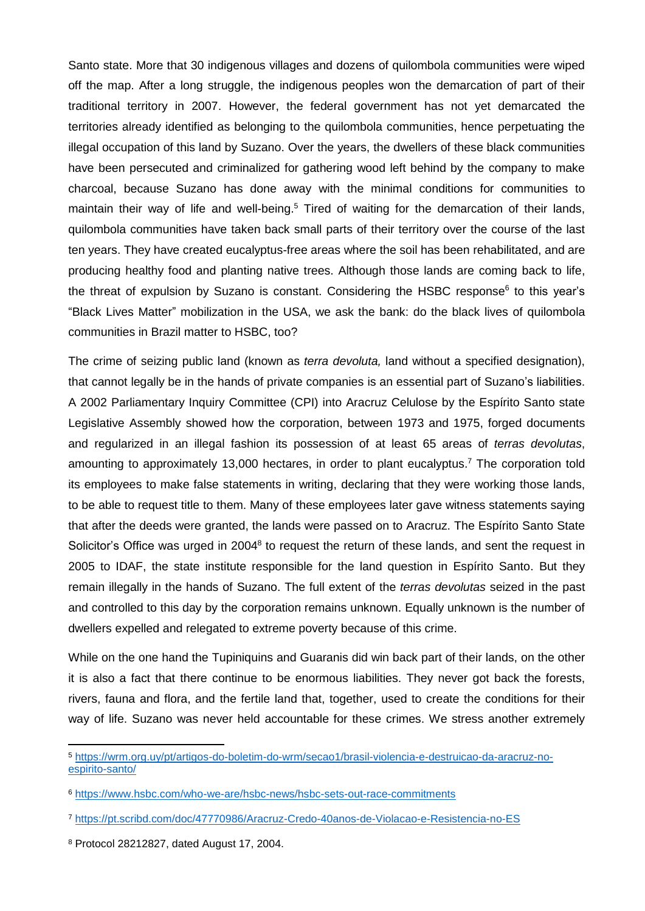Santo state. More that 30 indigenous villages and dozens of quilombola communities were wiped off the map. After a long struggle, the indigenous peoples won the demarcation of part of their traditional territory in 2007. However, the federal government has not yet demarcated the territories already identified as belonging to the quilombola communities, hence perpetuating the illegal occupation of this land by Suzano. Over the years, the dwellers of these black communities have been persecuted and criminalized for gathering wood left behind by the company to make charcoal, because Suzano has done away with the minimal conditions for communities to maintain their way of life and well-being.[5] Tired of waiting for the demarcation of their lands, quilombola communities have taken back small parts of their territory over the course of the last ten years. They have created eucalyptus-free areas where the soil has been rehabilitated, and are producing healthy food and planting native trees. Although those lands are coming back to life, the threat of expulsion by Suzano is constant. Considering the HSBC response[6] to this year's "Black Lives Matter" mobilization in the USA, we ask the bank: do the black lives of quilombola communities in Brazil matter to HSBC, too?

The crime of seizing public land (known as *terra devoluta,* land without a specified designation), that cannot legally be in the hands of private companies is an essential part of Suzano's liabilities. A 2002 Parliamentary Inquiry Committee (CPI) into Aracruz Celulose by the Espírito Santo state Legislative Assembly showed how the corporation, between 1973 and 1975, forged documents and regularized in an illegal fashion its possession of at least 65 areas of *terras devolutas*, amounting to approximately 13,000 hectares, in order to plant eucalyptus.[7] The corporation told its employees to make false statements in writing, declaring that they were working those lands, to be able to request title to them. Many of these employees later gave witness statements saying that after the deeds were granted, the lands were passed on to Aracruz. The Espírito Santo State Solicitor's Office was urged in 2004[8] to request the return of these lands, and sent the request in 2005 to IDAF, the state institute responsible for the land question in Espírito Santo. But they remain illegally in the hands of Suzano. The full extent of the *terras devolutas* seized in the past and controlled to this day by the corporation remains unknown. Equally unknown is the number of dwellers expelled and relegated to extreme poverty because of this crime.

While on the one hand the Tupiniquins and Guaranis did win back part of their lands, on the other it is also a fact that there continue to be enormous liabilities. They never got back the forests, rivers, fauna and flora, and the fertile land that, together, used to create the conditions for their way of life. Suzano was never held accountable for these crimes. We stress another extremely

---

[5] https://wrm.org.uy/pt/artigos-do-boletim-do-wrm/secao1/brasil-violencia-e-destruicao-da-aracruz-no-espirito-santo/

[6] https://www.hsbc.com/who-we-are/hsbc-news/hsbc-sets-out-race-commitments

[7] https://pt.scribd.com/doc/47770986/Aracruz-Credo-40anos-de-Violacao-e-Resistencia-no-ES

[8] Protocol 28212827, dated August 17, 2004.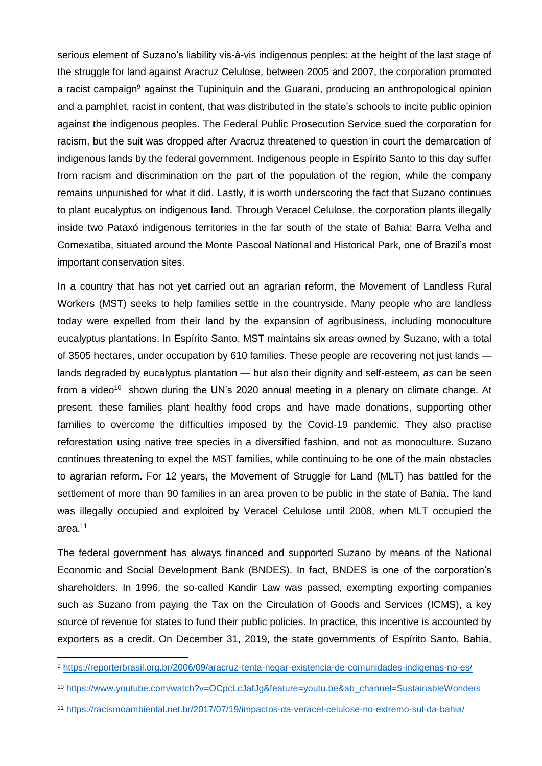serious element of Suzano's liability vis-à-vis indigenous peoples: at the height of the last stage of the struggle for land against Aracruz Celulose, between 2005 and 2007, the corporation promoted a racist campaign[9] against the Tupiniquin and the Guarani, producing an anthropological opinion and a pamphlet, racist in content, that was distributed in the state's schools to incite public opinion against the indigenous peoples. The Federal Public Prosecution Service sued the corporation for racism, but the suit was dropped after Aracruz threatened to question in court the demarcation of indigenous lands by the federal government. Indigenous people in Espírito Santo to this day suffer from racism and discrimination on the part of the population of the region, while the company remains unpunished for what it did. Lastly, it is worth underscoring the fact that Suzano continues to plant eucalyptus on indigenous land. Through Veracel Celulose, the corporation plants illegally inside two Pataxó indigenous territories in the far south of the state of Bahia: Barra Velha and Comexatiba, situated around the Monte Pascoal National and Historical Park, one of Brazil's most important conservation sites.

In a country that has not yet carried out an agrarian reform, the Movement of Landless Rural Workers (MST) seeks to help families settle in the countryside. Many people who are landless today were expelled from their land by the expansion of agribusiness, including monoculture eucalyptus plantations. In Espírito Santo, MST maintains six areas owned by Suzano, with a total of 3505 hectares, under occupation by 610 families. These people are recovering not just lands — lands degraded by eucalyptus plantation — but also their dignity and self-esteem, as can be seen from a video[10] shown during the UN's 2020 annual meeting in a plenary on climate change. At present, these families plant healthy food crops and have made donations, supporting other families to overcome the difficulties imposed by the Covid-19 pandemic. They also practise reforestation using native tree species in a diversified fashion, and not as monoculture. Suzano continues threatening to expel the MST families, while continuing to be one of the main obstacles to agrarian reform. For 12 years, the Movement of Struggle for Land (MLT) has battled for the settlement of more than 90 families in an area proven to be public in the state of Bahia. The land was illegally occupied and exploited by Veracel Celulose until 2008, when MLT occupied the area.[11]

The federal government has always financed and supported Suzano by means of the National Economic and Social Development Bank (BNDES). In fact, BNDES is one of the corporation's shareholders. In 1996, the so-called Kandir Law was passed, exempting exporting companies such as Suzano from paying the Tax on the Circulation of Goods and Services (ICMS), a key source of revenue for states to fund their public policies. In practice, this incentive is accounted by exporters as a credit. On December 31, 2019, the state governments of Espírito Santo, Bahia,

---

[9] https://reporterbrasil.org.br/2006/09/aracruz-tenta-negar-existencia-de-comunidades-indigenas-no-es/

[10] https://www.youtube.com/watch?v=OCpcLcJafJg&feature=youtu.be&ab_channel=SustainableWonders

[11] https://racismoambiental.net.br/2017/07/19/impactos-da-veracel-celulose-no-extremo-sul-da-bahia/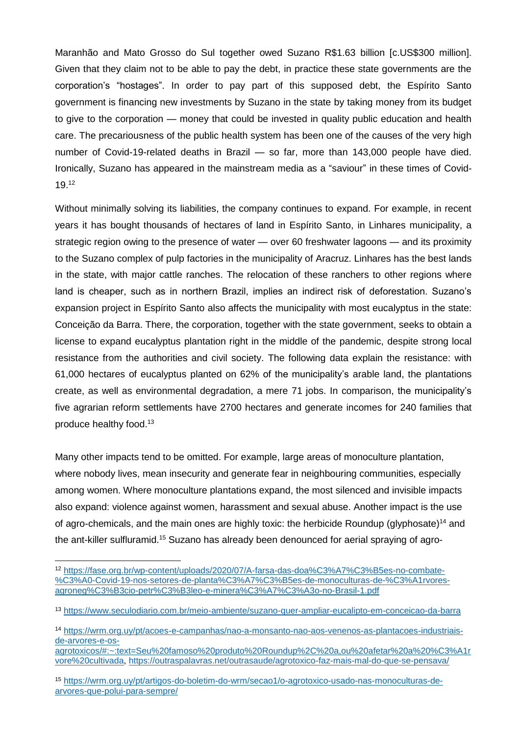Maranhão and Mato Grosso do Sul together owed Suzano R$1.63 billion [c.US$300 million]. Given that they claim not to be able to pay the debt, in practice these state governments are the corporation's "hostages". In order to pay part of this supposed debt, the Espírito Santo government is financing new investments by Suzano in the state by taking money from its budget to give to the corporation — money that could be invested in quality public education and health care. The precariousness of the public health system has been one of the causes of the very high number of Covid-19-related deaths in Brazil — so far, more than 143,000 people have died. Ironically, Suzano has appeared in the mainstream media as a "saviour" in these times of Covid-19.[12]

Without minimally solving its liabilities, the company continues to expand. For example, in recent years it has bought thousands of hectares of land in Espírito Santo, in Linhares municipality, a strategic region owing to the presence of water — over 60 freshwater lagoons — and its proximity to the Suzano complex of pulp factories in the municipality of Aracruz. Linhares has the best lands in the state, with major cattle ranches. The relocation of these ranchers to other regions where land is cheaper, such as in northern Brazil, implies an indirect risk of deforestation. Suzano's expansion project in Espírito Santo also affects the municipality with most eucalyptus in the state: Conceição da Barra. There, the corporation, together with the state government, seeks to obtain a license to expand eucalyptus plantation right in the middle of the pandemic, despite strong local resistance from the authorities and civil society. The following data explain the resistance: with 61,000 hectares of eucalyptus planted on 62% of the municipality's arable land, the plantations create, as well as environmental degradation, a mere 71 jobs. In comparison, the municipality's five agrarian reform settlements have 2700 hectares and generate incomes for 240 families that produce healthy food.[13]

Many other impacts tend to be omitted. For example, large areas of monoculture plantation, where nobody lives, mean insecurity and generate fear in neighbouring communities, especially among women. Where monoculture plantations expand, the most silenced and invisible impacts also expand: violence against women, harassment and sexual abuse. Another impact is the use of agro-chemicals, and the main ones are highly toxic: the herbicide Roundup (glyphosate)[14] and the ant-killer sulfluramid.[15] Suzano has already been denounced for aerial spraying of agro-

---

[12] https://fase.org.br/wp-content/uploads/2020/07/A-farsa-das-doa%C3%A7%C3%B5es-no-combate-%C3%A0-Covid-19-nos-setores-de-planta%C3%A7%C3%B5es-de-monoculturas-de-%C3%A1rvores-agroneg%C3%B3cio-petr%C3%B3leo-e-minera%C3%A7%C3%A3o-no-Brasil-1.pdf

[13] https://www.seculodiario.com.br/meio-ambiente/suzano-quer-ampliar-eucalipto-em-conceicao-da-barra

[14] https://wrm.org.uy/pt/acoes-e-campanhas/nao-a-monsanto-nao-aos-venenos-as-plantacoes-industriais-de-arvores-e-os-agrotoxicos/#:~:text=Seu%20famoso%20produto%20Roundup%2C%20a,ou%20afetar%20a%20%C3%A1rvore%20cultivada, https://outraspalavras.net/outrasaude/agrotoxico-faz-mais-mal-do-que-se-pensava/

[15] https://wrm.org.uy/pt/artigos-do-boletim-do-wrm/secao1/o-agrotoxico-usado-nas-monoculturas-de-arvores-que-polui-para-sempre/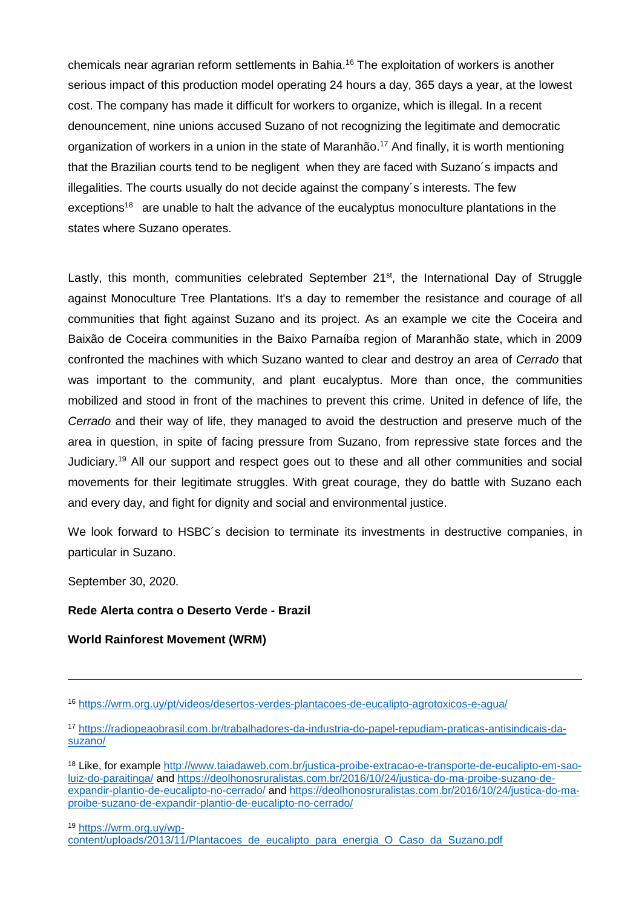chemicals near agrarian reform settlements in Bahia.[16] The exploitation of workers is another serious impact of this production model operating 24 hours a day, 365 days a year, at the lowest cost. The company has made it difficult for workers to organize, which is illegal. In a recent denouncement, nine unions accused Suzano of not recognizing the legitimate and democratic organization of workers in a union in the state of Maranhão.[17] And finally, it is worth mentioning that the Brazilian courts tend to be negligent when they are faced with Suzano´s impacts and illegalities. The courts usually do not decide against the company´s interests. The few exceptions[18] are unable to halt the advance of the eucalyptus monoculture plantations in the states where Suzano operates.

Lastly, this month, communities celebrated September 21st, the International Day of Struggle against Monoculture Tree Plantations. It's a day to remember the resistance and courage of all communities that fight against Suzano and its project. As an example we cite the Coceira and Baixão de Coceira communities in the Baixo Parnaíba region of Maranhão state, which in 2009 confronted the machines with which Suzano wanted to clear and destroy an area of *Cerrado* that was important to the community, and plant eucalyptus. More than once, the communities mobilized and stood in front of the machines to prevent this crime. United in defence of life, the *Cerrado* and their way of life, they managed to avoid the destruction and preserve much of the area in question, in spite of facing pressure from Suzano, from repressive state forces and the Judiciary.[19] All our support and respect goes out to these and all other communities and social movements for their legitimate struggles. With great courage, they do battle with Suzano each and every day, and fight for dignity and social and environmental justice.

We look forward to HSBC´s decision to terminate its investments in destructive companies, in particular in Suzano.

September 30, 2020.

**Rede Alerta contra o Deserto Verde - Brazil**

**World Rainforest Movement (WRM)**

---

[16] https://wrm.org.uy/pt/videos/desertos-verdes-plantacoes-de-eucalipto-agrotoxicos-e-agua/

[17] https://radiopeaobrasil.com.br/trabalhadores-da-industria-do-papel-repudiam-praticas-antisindicais-da-suzano/

[18] Like, for example http://www.taiadaweb.com.br/justica-proibe-extracao-e-transporte-de-eucalipto-em-sao-luiz-do-paraitinga/ and https://deolhonosruralistas.com.br/2016/10/24/justica-do-ma-proibe-suzano-de-expandir-plantio-de-eucalipto-no-cerrado/ and https://deolhonosruralistas.com.br/2016/10/24/justica-do-ma-proibe-suzano-de-expandir-plantio-de-eucalipto-no-cerrado/

[19] https://wrm.org.uy/wp-content/uploads/2013/11/Plantacoes_de_eucalipto_para_energia_O_Caso_da_Suzano.pdf